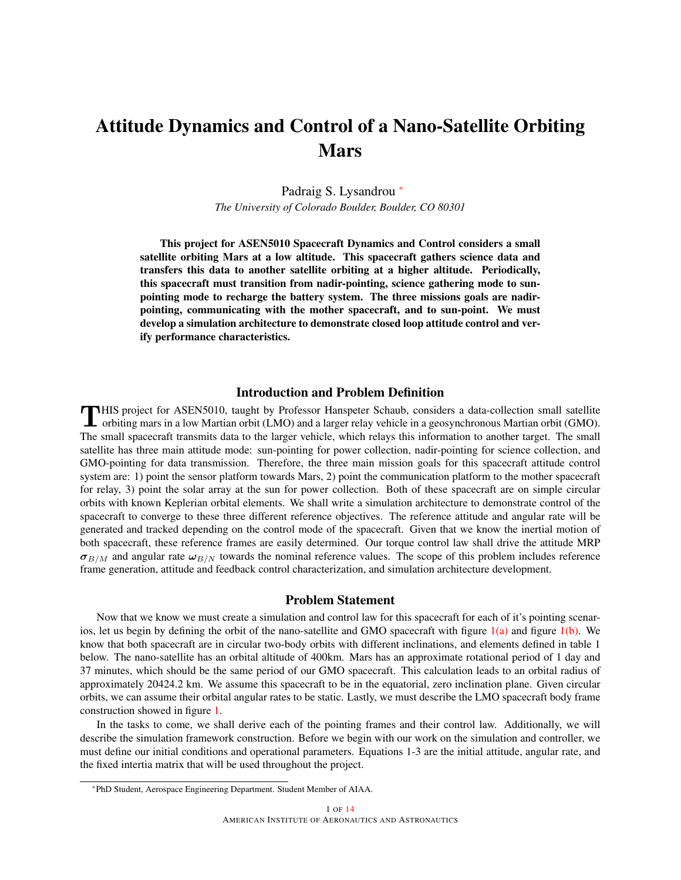# Attitude Dynamics and Control of a Nano-Satellite Orbiting Mars

Padraig S. Lysandrou [*]

*The University of Colorado Boulder, Boulder, CO 80301*

**This project for ASEN5010 Spacecraft Dynamics and Control considers a small satellite orbiting Mars at a low altitude. This spacecraft gathers science data and transfers this data to another satellite orbiting at a higher altitude. Periodically, this spacecraft must transition from nadir-pointing, science gathering mode to sun-pointing mode to recharge the battery system. The three missions goals are nadir-pointing, communicating with the mother spacecraft, and to sun-point. We must develop a simulation architecture to demonstrate closed loop attitude control and verify performance characteristics.**

## Introduction and Problem Definition

THIS project for ASEN5010, taught by Professor Hanspeter Schaub, considers a data-collection small satellite orbiting mars in a low Martian orbit (LMO) and a larger relay vehicle in a geosynchronous Martian orbit (GMO). The small spacecraft transmits data to the larger vehicle, which relays this information to another target. The small satellite has three main attitude mode: sun-pointing for power collection, nadir-pointing for science collection, and GMO-pointing for data transmission. Therefore, the three main mission goals for this spacecraft attitude control system are: 1) point the sensor platform towards Mars, 2) point the communication platform to the mother spacecraft for relay, 3) point the solar array at the sun for power collection. Both of these spacecraft are on simple circular orbits with known Keplerian orbital elements. We shall write a simulation architecture to demonstrate control of the spacecraft to converge to these three different reference objectives. The reference attitude and angular rate will be generated and tracked depending on the control mode of the spacecraft. Given that we know the inertial motion of both spacecraft, these reference frames are easily determined. Our torque control law shall drive the attitude MRP $\boldsymbol{\sigma}_{B/M}$ and angular rate $\boldsymbol{\omega}_{B/N}$ towards the nominal reference values. The scope of this problem includes reference frame generation, attitude and feedback control characterization, and simulation architecture development.

## Problem Statement

Now that we know we must create a simulation and control law for this spacecraft for each of it's pointing scenarios, let us begin by defining the orbit of the nano-satellite and GMO spacecraft with figure 1(a) and figure 1(b). We know that both spacecraft are in circular two-body orbits with different inclinations, and elements defined in table 1 below. The nano-satellite has an orbital altitude of 400km. Mars has an approximate rotational period of 1 day and 37 minutes, which should be the same period of our GMO spacecraft. This calculation leads to an orbital radius of approximately 20424.2 km. We assume this spacecraft to be in the equatorial, zero inclination plane. Given circular orbits, we can assume their orbital angular rates to be static. Lastly, we must describe the LMO spacecraft body frame construction showed in figure 1.

In the tasks to come, we shall derive each of the pointing frames and their control law. Additionally, we will describe the simulation framework construction. Before we begin with our work on the simulation and controller, we must define our initial conditions and operational parameters. Equations 1-3 are the initial attitude, angular rate, and the fixed intertia matrix that will be used throughout the project.

[*] PhD Student, Aerospace Engineering Department. Student Member of AIAA.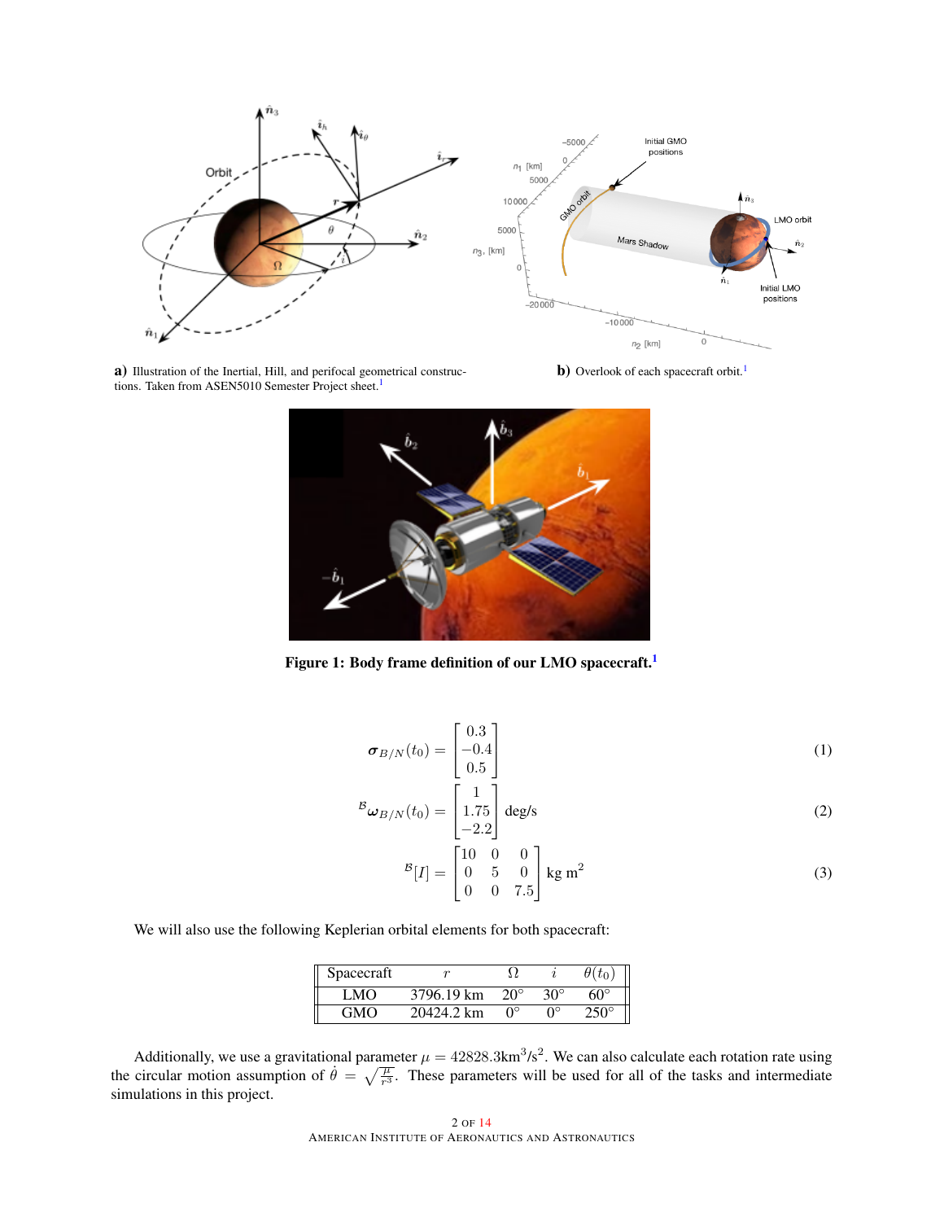a) Illustration of the Inertial, Hill, and perifocal geometrical constructions. Taken from ASEN5010 Semester Project sheet.[1]

b) Overlook of each spacecraft orbit.[1]

**Figure 1: Body frame definition of our LMO spacecraft.[1]**

$$\boldsymbol{\sigma}_{B/N}(t_0) = \begin{bmatrix} 0.3 \\ -0.4 \\ 0.5 \end{bmatrix} \tag{1}$$

$$^{\mathcal{B}}\boldsymbol{\omega}_{B/N}(t_0) = \begin{bmatrix} 1 \\ 1.75 \\ -2.2 \end{bmatrix} \text{ deg/s} \tag{2}$$

$$^{\mathcal{B}}[I] = \begin{bmatrix} 10 & 0 & 0 \\ 0 & 5 & 0 \\ 0 & 0 & 7.5 \end{bmatrix} \text{ kg m}^2 \tag{3}$$

We will also use the following Keplerian orbital elements for both spacecraft:

| Spacecraft | $r$ | $\Omega$ | $i$ | $\theta(t_0)$ |
|---|---|---|---|---|
| LMO | 3796.19 km | 20° | 30° | 60° |
| GMO | 20424.2 km | 0° | 0° | 250° |

Additionally, we use a gravitational parameter $\mu = 42828.3\text{km}^3/\text{s}^2$. We can also calculate each rotation rate using the circular motion assumption of $\dot{\theta} = \sqrt{\frac{\mu}{r^3}}$. These parameters will be used for all of the tasks and intermediate simulations in this project.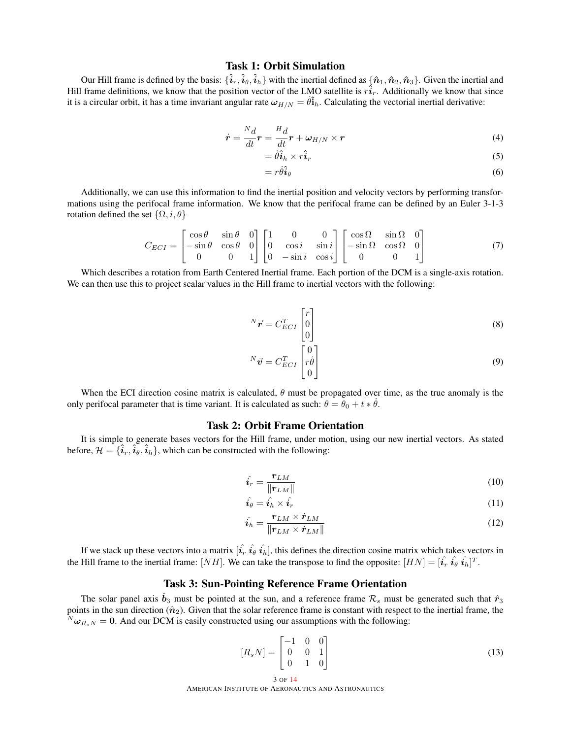## Task 1: Orbit Simulation

Our Hill frame is defined by the basis: $\{\hat{\boldsymbol{i}}_r, \hat{\boldsymbol{i}}_\theta, \hat{\boldsymbol{i}}_h\}$ with the inertial defined as $\{\hat{\boldsymbol{n}}_1, \hat{\boldsymbol{n}}_2, \hat{\boldsymbol{n}}_3\}$. Given the inertial and Hill frame definitions, we know that the position vector of the LMO satellite is $r\hat{\boldsymbol{i}}_r$. Additionally we know that since it is a circular orbit, it has a time invariant angular rate $\boldsymbol{\omega}_{H/N} = \dot{\theta}\hat{\mathbf{i}}_h$. Calculating the vectorial inertial derivative:

$$\dot{\boldsymbol{r}} = \frac{{}^N d}{dt}\boldsymbol{r} = \frac{{}^H d}{dt}\boldsymbol{r} + \boldsymbol{\omega}_{H/N} \times \boldsymbol{r} \tag{4}$$

$$= \dot{\theta}\hat{\boldsymbol{i}}_h \times r\hat{\boldsymbol{i}}_r \tag{5}$$

$$= r\dot{\theta}\hat{\boldsymbol{i}}_\theta \tag{6}$$

Additionally, we can use this information to find the inertial position and velocity vectors by performing transformations using the perifocal frame information. We know that the perifocal frame can be defined by an Euler 3-1-3 rotation defined the set $\{\Omega, i, \theta\}$

$$C_{ECI} = \begin{bmatrix} \cos\theta & \sin\theta & 0 \\ -\sin\theta & \cos\theta & 0 \\ 0 & 0 & 1 \end{bmatrix} \begin{bmatrix} 1 & 0 & 0 \\ 0 & \cos i & \sin i \\ 0 & -\sin i & \cos i \end{bmatrix} \begin{bmatrix} \cos\Omega & \sin\Omega & 0 \\ -\sin\Omega & \cos\Omega & 0 \\ 0 & 0 & 1 \end{bmatrix} \tag{7}$$

Which describes a rotation from Earth Centered Inertial frame. Each portion of the DCM is a single-axis rotation. We can then use this to project scalar values in the Hill frame to inertial vectors with the following:

$${}^N\vec{\boldsymbol{r}} = C_{ECI}^T \begin{bmatrix} r \\ 0 \\ 0 \end{bmatrix} \tag{8}$$

$${}^N\vec{\boldsymbol{v}} = C_{ECI}^T \begin{bmatrix} 0 \\ r\dot{\theta} \\ 0 \end{bmatrix} \tag{9}$$

When the ECI direction cosine matrix is calculated, $\theta$ must be propagated over time, as the true anomaly is the only perifocal parameter that is time variant. It is calculated as such: $\theta = \theta_0 + t * \dot{\theta}$.

## Task 2: Orbit Frame Orientation

It is simple to generate bases vectors for the Hill frame, under motion, using our new inertial vectors. As stated before, $\mathcal{H} = \{\hat{\boldsymbol{i}}_r, \hat{\boldsymbol{i}}_\theta, \hat{\boldsymbol{i}}_h\}$, which can be constructed with the following:

$$\hat{\boldsymbol{i}_r} = \frac{\boldsymbol{r}_{LM}}{\|\boldsymbol{r}_{LM}\|} \tag{10}$$

$$\hat{\boldsymbol{i}_\theta} = \hat{\boldsymbol{i}_h} \times \hat{\boldsymbol{i}_r} \tag{11}$$

$$\hat{\boldsymbol{i}_h} = \frac{\boldsymbol{r}_{LM} \times \dot{\boldsymbol{r}}_{LM}}{\|\boldsymbol{r}_{LM} \times \dot{\boldsymbol{r}}_{LM}\|} \tag{12}$$

If we stack up these vectors into a matrix $[\hat{\boldsymbol{i}_r}\ \hat{\boldsymbol{i}_\theta}\ \hat{\boldsymbol{i}_h}]$, this defines the direction cosine matrix which takes vectors in the Hill frame to the inertial frame: $[NH]$. We can take the transpose to find the opposite: $[HN] = [\hat{\boldsymbol{i}_r}\ \hat{\boldsymbol{i}_\theta}\ \hat{\boldsymbol{i}_h}]^T$.

## Task 3: Sun-Pointing Reference Frame Orientation

The solar panel axis $\hat{\boldsymbol{b}}_3$ must be pointed at the sun, and a reference frame $\mathcal{R}_s$ must be generated such that $\hat{r}_3$ points in the sun direction ($\hat{\boldsymbol{n}}_2$). Given that the solar reference frame is constant with respect to the inertial frame, the ${}^N\boldsymbol{\omega}_{R_sN} = \mathbf{0}$. And our DCM is easily constructed using our assumptions with the following:

$$[R_sN] = \begin{bmatrix} -1 & 0 & 0 \\ 0 & 0 & 1 \\ 0 & 1 & 0 \end{bmatrix} \tag{13}$$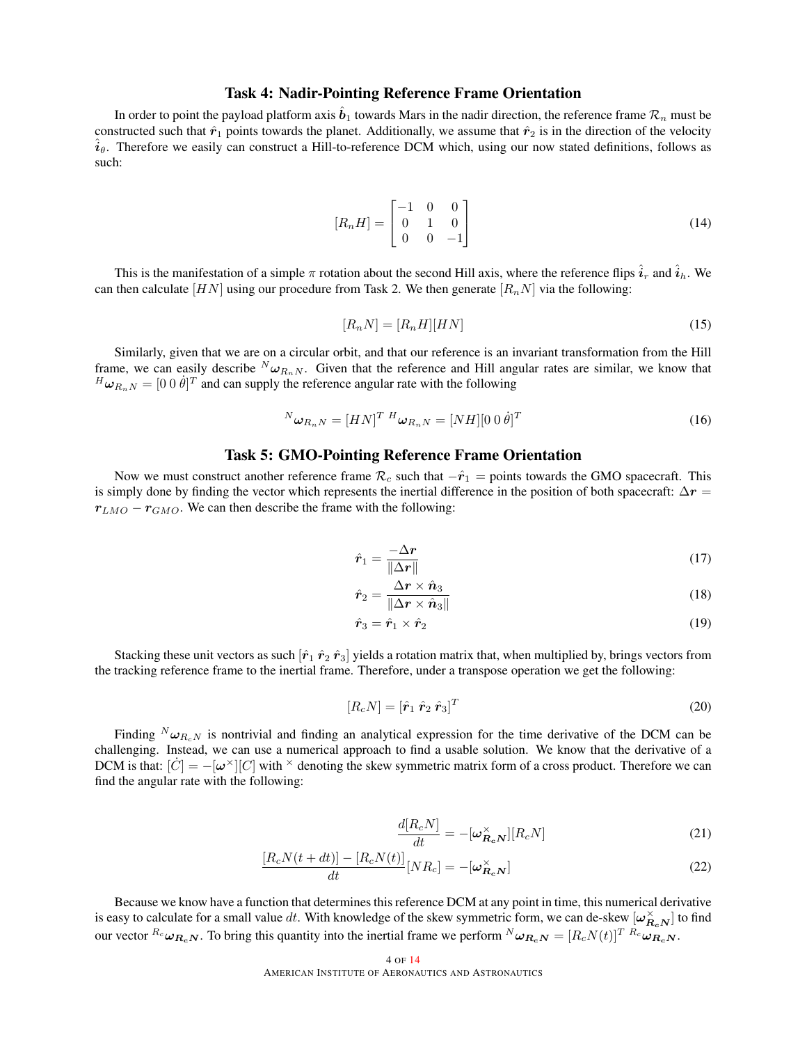## Task 4: Nadir-Pointing Reference Frame Orientation

In order to point the payload platform axis $\hat{\boldsymbol{b}}_1$ towards Mars in the nadir direction, the reference frame $\mathcal{R}_n$ must be constructed such that $\hat{\boldsymbol{r}}_1$ points towards the planet. Additionally, we assume that $\hat{\boldsymbol{r}}_2$ is in the direction of the velocity $\hat{\boldsymbol{\imath}}_\theta$. Therefore we easily can construct a Hill-to-reference DCM which, using our now stated definitions, follows as such:

$$
[R_n H] = \begin{bmatrix} -1 & 0 & 0 \\ 0 & 1 & 0 \\ 0 & 0 & -1 \end{bmatrix} \tag{14}
$$

This is the manifestation of a simple $\pi$ rotation about the second Hill axis, where the reference flips $\hat{\boldsymbol{\imath}}_r$ and $\hat{\boldsymbol{\imath}}_h$. We can then calculate $[HN]$ using our procedure from Task 2. We then generate $[R_n N]$ via the following:

$$
[R_n N] = [R_n H][HN] \tag{15}
$$

Similarly, given that we are on a circular orbit, and that our reference is an invariant transformation from the Hill frame, we can easily describe ${}^N\boldsymbol{\omega}_{R_n N}$. Given that the reference and Hill angular rates are similar, we know that ${}^H\boldsymbol{\omega}_{R_n N} = [0\ 0\ \dot{\theta}]^T$ and can supply the reference angular rate with the following

$$
{}^N\boldsymbol{\omega}_{R_n N} = [HN]^T\ {}^H\boldsymbol{\omega}_{R_n N} = [NH][0\ 0\ \dot{\theta}]^T \tag{16}
$$

## Task 5: GMO-Pointing Reference Frame Orientation

Now we must construct another reference frame $\mathcal{R}_c$ such that $-\hat{\boldsymbol{r}}_1 =$ points towards the GMO spacecraft. This is simply done by finding the vector which represents the inertial difference in the position of both spacecraft: $\Delta\boldsymbol{r} = \boldsymbol{r}_{LMO} - \boldsymbol{r}_{GMO}$. We can then describe the frame with the following:

$$
\hat{\boldsymbol{r}}_1 = \frac{-\Delta\boldsymbol{r}}{\|\Delta\boldsymbol{r}\|} \tag{17}
$$

$$
\hat{\boldsymbol{r}}_2 = \frac{\Delta\boldsymbol{r} \times \hat{\boldsymbol{n}}_3}{\|\Delta\boldsymbol{r} \times \hat{\boldsymbol{n}}_3\|} \tag{18}
$$

$$
\hat{\boldsymbol{r}}_3 = \hat{\boldsymbol{r}}_1 \times \hat{\boldsymbol{r}}_2 \tag{19}
$$

Stacking these unit vectors as such $[\hat{\boldsymbol{r}}_1\ \hat{\boldsymbol{r}}_2\ \hat{\boldsymbol{r}}_3]$ yields a rotation matrix that, when multiplied by, brings vectors from the tracking reference frame to the inertial frame. Therefore, under a transpose operation we get the following:

$$
[R_c N] = [\hat{\boldsymbol{r}}_1\ \hat{\boldsymbol{r}}_2\ \hat{\boldsymbol{r}}_3]^T \tag{20}
$$

Finding ${}^N\boldsymbol{\omega}_{R_c N}$ is nontrivial and finding an analytical expression for the time derivative of the DCM can be challenging. Instead, we can use a numerical approach to find a usable solution. We know that the derivative of a DCM is that: $[\dot{C}] = -[\boldsymbol{\omega}^\times][C]$ with $^\times$ denoting the skew symmetric matrix form of a cross product. Therefore we can find the angular rate with the following:

$$
\frac{d[R_c N]}{dt} = -[\boldsymbol{\omega}^\times_{\boldsymbol{R_c N}}][R_c N] \tag{21}
$$

$$
\frac{[R_c N(t+dt)] - [R_c N(t)]}{dt}[NR_c] = -[\boldsymbol{\omega}^\times_{\boldsymbol{R_c N}}] \tag{22}
$$

Because we know have a function that determines this reference DCM at any point in time, this numerical derivative is easy to calculate for a small value $dt$. With knowledge of the skew symmetric form, we can de-skew $[\boldsymbol{\omega}^\times_{\boldsymbol{R_c N}}]$ to find our vector ${}^{R_c}\boldsymbol{\omega}_{\boldsymbol{R_c N}}$. To bring this quantity into the inertial frame we perform ${}^N\boldsymbol{\omega}_{\boldsymbol{R_c N}} = [R_c N(t)]^T\ {}^{R_c}\boldsymbol{\omega}_{\boldsymbol{R_c N}}$.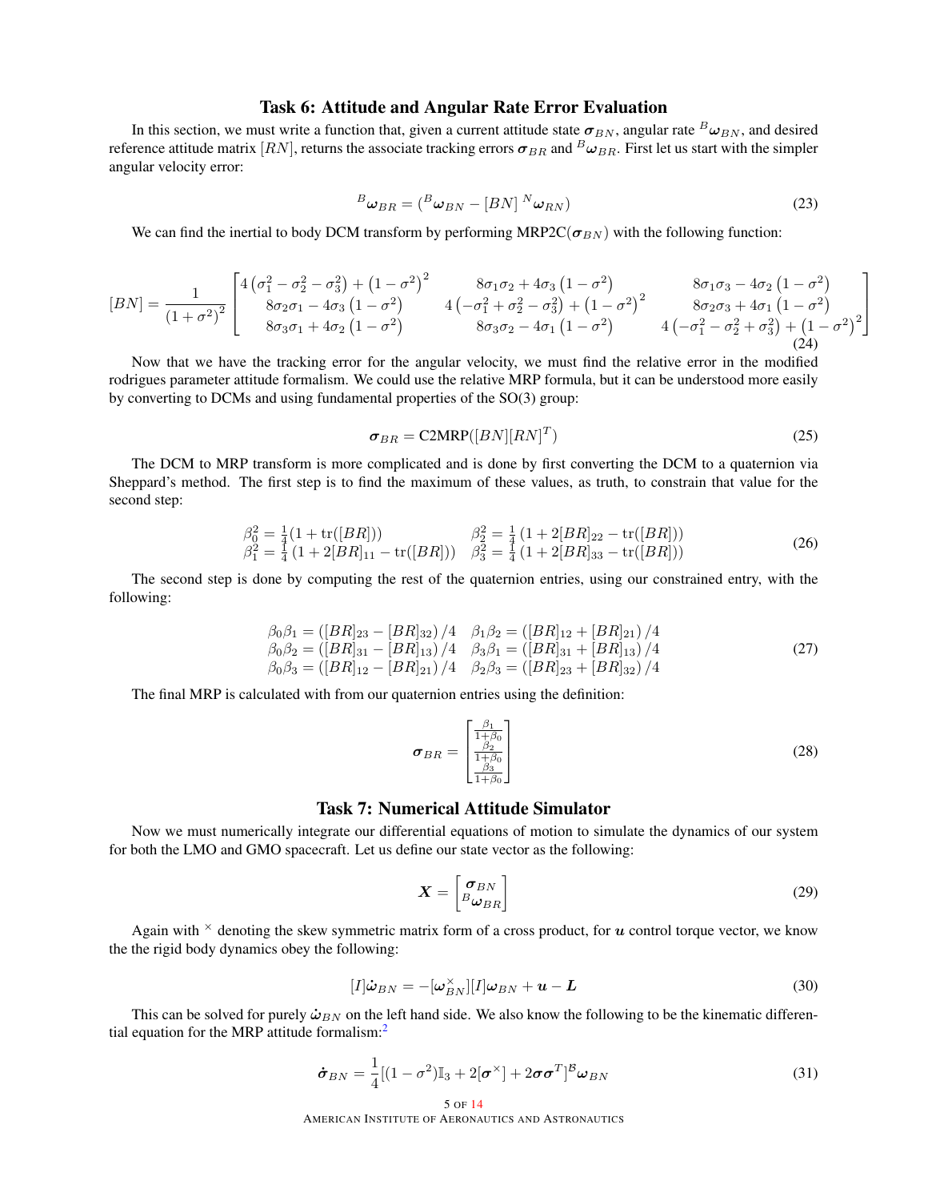## Task 6: Attitude and Angular Rate Error Evaluation

In this section, we must write a function that, given a current attitude state $\boldsymbol{\sigma}_{BN}$, angular rate ${}^{B}\boldsymbol{\omega}_{BN}$, and desired reference attitude matrix $[RN]$, returns the associate tracking errors $\boldsymbol{\sigma}_{BR}$ and ${}^{B}\boldsymbol{\omega}_{BR}$. First let us start with the simpler angular velocity error:

$$
{}^{B}\boldsymbol{\omega}_{BR} = ({}^{B}\boldsymbol{\omega}_{BN} - [BN]\ {}^{N}\boldsymbol{\omega}_{RN}) \tag{23}
$$

We can find the inertial to body DCM transform by performing MRP2C($\boldsymbol{\sigma}_{BN}$) with the following function:

$$
[BN] = \frac{1}{\left(1+\sigma^2\right)^2} \begin{bmatrix} 4\left(\sigma_1^2-\sigma_2^2-\sigma_3^2\right)+\left(1-\sigma^2\right)^2 & 8\sigma_1\sigma_2+4\sigma_3\left(1-\sigma^2\right) & 8\sigma_1\sigma_3-4\sigma_2\left(1-\sigma^2\right) \\ 8\sigma_2\sigma_1-4\sigma_3\left(1-\sigma^2\right) & 4\left(-\sigma_1^2+\sigma_2^2-\sigma_3^2\right)+\left(1-\sigma^2\right)^2 & 8\sigma_2\sigma_3+4\sigma_1\left(1-\sigma^2\right) \\ 8\sigma_3\sigma_1+4\sigma_2\left(1-\sigma^2\right) & 8\sigma_3\sigma_2-4\sigma_1\left(1-\sigma^2\right) & 4\left(-\sigma_1^2-\sigma_2^2+\sigma_3^2\right)+\left(1-\sigma^2\right)^2 \end{bmatrix} \tag{24}
$$

Now that we have the tracking error for the angular velocity, we must find the relative error in the modified rodrigues parameter attitude formalism. We could use the relative MRP formula, but it can be understood more easily by converting to DCMs and using fundamental properties of the SO(3) group:

$$
\boldsymbol{\sigma}_{BR} = \text{C2MRP}([BN][RN]^T) \tag{25}
$$

The DCM to MRP transform is more complicated and is done by first converting the DCM to a quaternion via Sheppard's method. The first step is to find the maximum of these values, as truth, to constrain that value for the second step:

$$
\begin{aligned}
\beta_0^2 &= \tfrac{1}{4}(1+\operatorname{tr}([BR])) & \beta_2^2 &= \tfrac{1}{4}\left(1+2[BR]_{22}-\operatorname{tr}([BR])\right) \\
\beta_1^2 &= \tfrac{1}{4}\left(1+2[BR]_{11}-\operatorname{tr}([BR])\right) & \beta_3^2 &= \tfrac{1}{4}\left(1+2[BR]_{33}-\operatorname{tr}([BR])\right)
\end{aligned} \tag{26}
$$

The second step is done by computing the rest of the quaternion entries, using our constrained entry, with the following:

$$
\begin{aligned}
\beta_0\beta_1 &= \left([BR]_{23}-[BR]_{32}\right)/4 & \beta_1\beta_2 &= \left([BR]_{12}+[BR]_{21}\right)/4 \\
\beta_0\beta_2 &= \left([BR]_{31}-[BR]_{13}\right)/4 & \beta_3\beta_1 &= \left([BR]_{31}+[BR]_{13}\right)/4 \\
\beta_0\beta_3 &= \left([BR]_{12}-[BR]_{21}\right)/4 & \beta_2\beta_3 &= \left([BR]_{23}+[BR]_{32}\right)/4
\end{aligned} \tag{27}
$$

The final MRP is calculated with from our quaternion entries using the definition:

$$
\boldsymbol{\sigma}_{BR} = \begin{bmatrix} \frac{\beta_1}{1+\beta_0} \\ \frac{\beta_2}{1+\beta_0} \\ \frac{\beta_3}{1+\beta_0} \end{bmatrix} \tag{28}
$$

## Task 7: Numerical Attitude Simulator

Now we must numerically integrate our differential equations of motion to simulate the dynamics of our system for both the LMO and GMO spacecraft. Let us define our state vector as the following:

$$
\boldsymbol{X} = \begin{bmatrix} \boldsymbol{\sigma}_{BN} \\ {}^{B}\boldsymbol{\omega}_{BR} \end{bmatrix} \tag{29}
$$

Again with $^{\times}$ denoting the skew symmetric matrix form of a cross product, for $\boldsymbol{u}$ control torque vector, we know the the rigid body dynamics obey the following:

$$
[I]\dot{\boldsymbol{\omega}}_{BN} = -[\boldsymbol{\omega}_{BN}^{\times}][I]\boldsymbol{\omega}_{BN} + \boldsymbol{u} - \boldsymbol{L} \tag{30}
$$

This can be solved for purely $\dot{\boldsymbol{\omega}}_{BN}$ on the left hand side. We also know the following to be the kinematic differential equation for the MRP attitude formalism:[2]

$$
\dot{\boldsymbol{\sigma}}_{BN} = \frac{1}{4}[(1-\sigma^2)\mathbb{I}_3 + 2[\boldsymbol{\sigma}^{\times}] + 2\boldsymbol{\sigma}\boldsymbol{\sigma}^T]^{\mathcal{B}}\boldsymbol{\omega}_{BN} \tag{31}
$$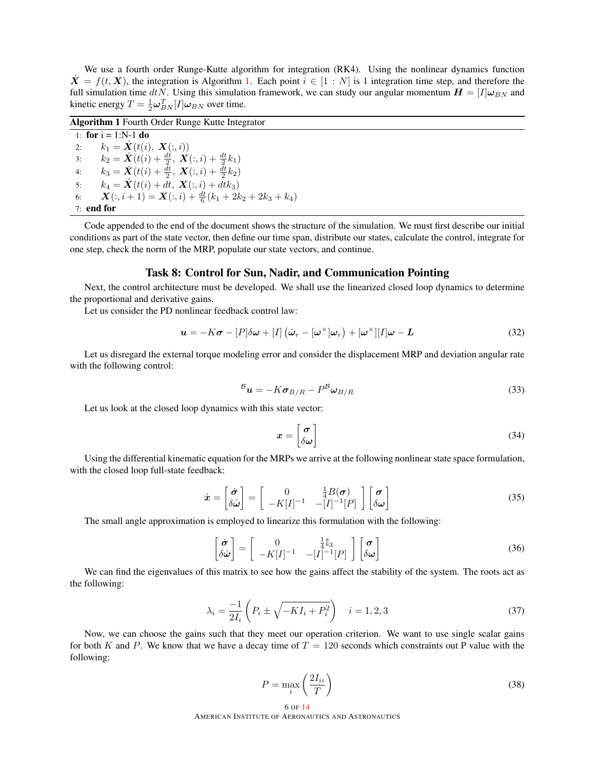We use a fourth order Runge-Kutte algorithm for integration (RK4). Using the nonlinear dynamics function $\dot{\boldsymbol{X}} = f(t, \boldsymbol{X})$, the integration is Algorithm 1. Each point $i \in [1 : N]$ is 1 integration time step, and therefore the full simulation time $dtN$. Using this simulation framework, we can study our angular momentum $\boldsymbol{H} = [I]\boldsymbol{\omega}_{BN}$ and kinetic energy $T = \frac{1}{2}\boldsymbol{\omega}_{BN}^T[I]\boldsymbol{\omega}_{BN}$ over time.

**Algorithm 1** Fourth Order Runge Kutte Integrator

1: **for** i = 1:N-1 **do**
2: $\quad k_1 = \dot{\boldsymbol{X}}(t(i),\ \boldsymbol{X}(:,i))$
3: $\quad k_2 = \dot{\boldsymbol{X}}(t(i) + \frac{dt}{2},\ \boldsymbol{X}(:,i) + \frac{dt}{2}k_1)$
4: $\quad k_3 = \dot{\boldsymbol{X}}(t(i) + \frac{dt}{2},\ \boldsymbol{X}(:,i) + \frac{dt}{2}k_2)$
5: $\quad k_4 = \dot{\boldsymbol{X}}(t(i) + dt,\ \boldsymbol{X}(:,i) + dtk_3)$
6: $\quad \boldsymbol{X}(:,i+1) = \boldsymbol{X}(:,i) + \frac{dt}{6}(k_1 + 2k_2 + 2k_3 + k_4)$
7: **end for**

Code appended to the end of the document shows the structure of the simulation. We must first describe our initial conditions as part of the state vector, then define our time span, distribute our states, calculate the control, integrate for one step, check the norm of the MRP, populate our state vectors, and continue.

## Task 8: Control for Sun, Nadir, and Communication Pointing

Next, the control architecture must be developed. We shall use the linearized closed loop dynamics to determine the proportional and derivative gains.

Let us consider the PD nonlinear feedback control law:

$$\boldsymbol{u} = -K\boldsymbol{\sigma} - [P]\delta\boldsymbol{\omega} + [I]\left(\dot{\boldsymbol{\omega}}_r - [\boldsymbol{\omega}^{\times}]\boldsymbol{\omega}_r\right) + [\boldsymbol{\omega}^{\times}][I]\boldsymbol{\omega} - \boldsymbol{L} \tag{32}$$

Let us disregard the external torque modeling error and consider the displacement MRP and deviation angular rate with the following control:

$${}^{\mathcal{B}}\boldsymbol{u} = -K\boldsymbol{\sigma}_{B/R} - P^{\mathcal{B}}\boldsymbol{\omega}_{B/R} \tag{33}$$

Let us look at the closed loop dynamics with this state vector:

$$\boldsymbol{x} = \begin{bmatrix} \boldsymbol{\sigma} \\ \delta\boldsymbol{\omega} \end{bmatrix} \tag{34}$$

Using the differential kinematic equation for the MRPs we arrive at the following nonlinear state space formulation, with the closed loop full-state feedback:

$$\dot{\boldsymbol{x}} = \begin{bmatrix} \dot{\boldsymbol{\sigma}} \\ \delta\dot{\boldsymbol{\omega}} \end{bmatrix} = \begin{bmatrix} 0 & \frac{1}{4}B(\boldsymbol{\sigma}) \\ -K[I]^{-1} & -[I]^{-1}[P] \end{bmatrix} \begin{bmatrix} \boldsymbol{\sigma} \\ \delta\boldsymbol{\omega} \end{bmatrix} \tag{35}$$

The small angle approximation is employed to linearize this formulation with the following:

$$\begin{bmatrix} \dot{\boldsymbol{\sigma}} \\ \delta\dot{\boldsymbol{\omega}} \end{bmatrix} = \begin{bmatrix} 0 & \frac{1}{4}\mathbb{I}_3 \\ -K[I]^{-1} & -[I]^{-1}[P] \end{bmatrix} \begin{bmatrix} \boldsymbol{\sigma} \\ \delta\boldsymbol{\omega} \end{bmatrix} \tag{36}$$

We can find the eigenvalues of this matrix to see how the gains affect the stability of the system. The roots act as the following:

$$\lambda_i = \frac{-1}{2I_i}\left(P_i \pm \sqrt{-KI_i + P_i^2}\right) \quad i = 1, 2, 3 \tag{37}$$

Now, we can choose the gains such that they meet our operation criterion. We want to use single scalar gains for both $K$ and $P$. We know that we have a decay time of $T = 120$ seconds which constraints out P value with the following:

$$P = \max_i\left(\frac{2I_{ii}}{T}\right) \tag{38}$$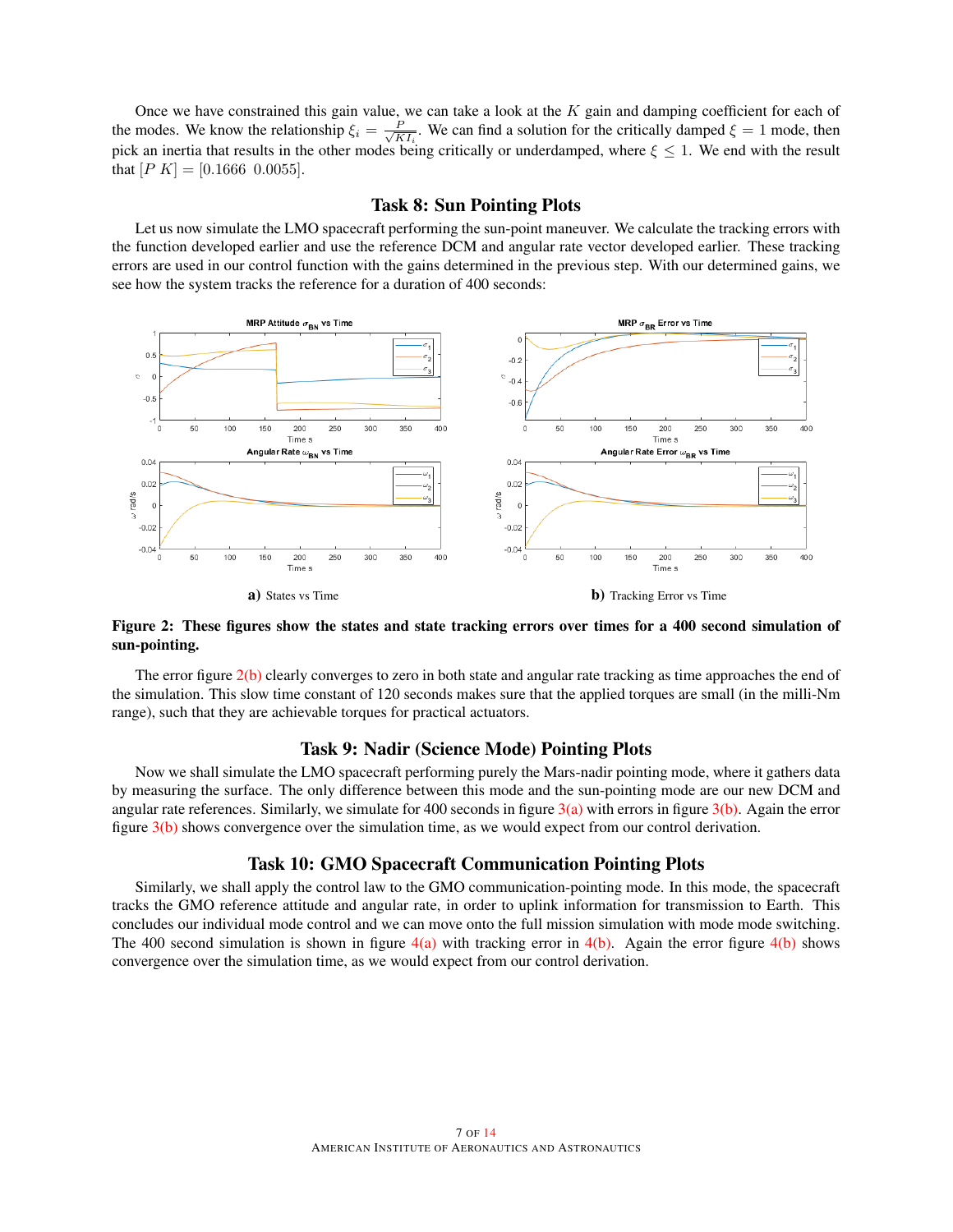Once we have constrained this gain value, we can take a look at the $K$ gain and damping coefficient for each of the modes. We know the relationship $\xi_i = \frac{P}{\sqrt{KI_i}}$. We can find a solution for the critically damped $\xi = 1$ mode, then pick an inertia that results in the other modes being critically or underdamped, where $\xi \leq 1$. We end with the result that $[P\ K] = [0.1666\ \ 0.0055]$.

## Task 8: Sun Pointing Plots

Let us now simulate the LMO spacecraft performing the sun-point maneuver. We calculate the tracking errors with the function developed earlier and use the reference DCM and angular rate vector developed earlier. These tracking errors are used in our control function with the gains determined in the previous step. With our determined gains, we see how the system tracks the reference for a duration of 400 seconds:

**a)** States vs Time

**b)** Tracking Error vs Time

**Figure 2: These figures show the states and state tracking errors over times for a 400 second simulation of sun-pointing.**

The error figure 2(b) clearly converges to zero in both state and angular rate tracking as time approaches the end of the simulation. This slow time constant of 120 seconds makes sure that the applied torques are small (in the milli-Nm range), such that they are achievable torques for practical actuators.

## Task 9: Nadir (Science Mode) Pointing Plots

Now we shall simulate the LMO spacecraft performing purely the Mars-nadir pointing mode, where it gathers data by measuring the surface. The only difference between this mode and the sun-pointing mode are our new DCM and angular rate references. Similarly, we simulate for 400 seconds in figure 3(a) with errors in figure 3(b). Again the error figure 3(b) shows convergence over the simulation time, as we would expect from our control derivation.

## Task 10: GMO Spacecraft Communication Pointing Plots

Similarly, we shall apply the control law to the GMO communication-pointing mode. In this mode, the spacecraft tracks the GMO reference attitude and angular rate, in order to uplink information for transmission to Earth. This concludes our individual mode control and we can move onto the full mission simulation with mode mode switching. The 400 second simulation is shown in figure 4(a) with tracking error in 4(b). Again the error figure 4(b) shows convergence over the simulation time, as we would expect from our control derivation.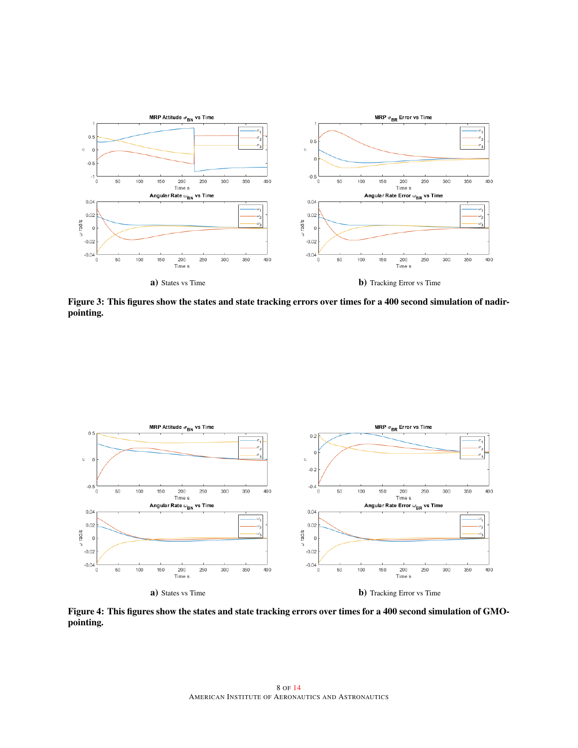**a)** States vs Time

**b)** Tracking Error vs Time

**Figure 3: This figures show the states and state tracking errors over times for a 400 second simulation of nadir-pointing.**

**a)** States vs Time

**b)** Tracking Error vs Time

**Figure 4: This figures show the states and state tracking errors over times for a 400 second simulation of GMO-pointing.**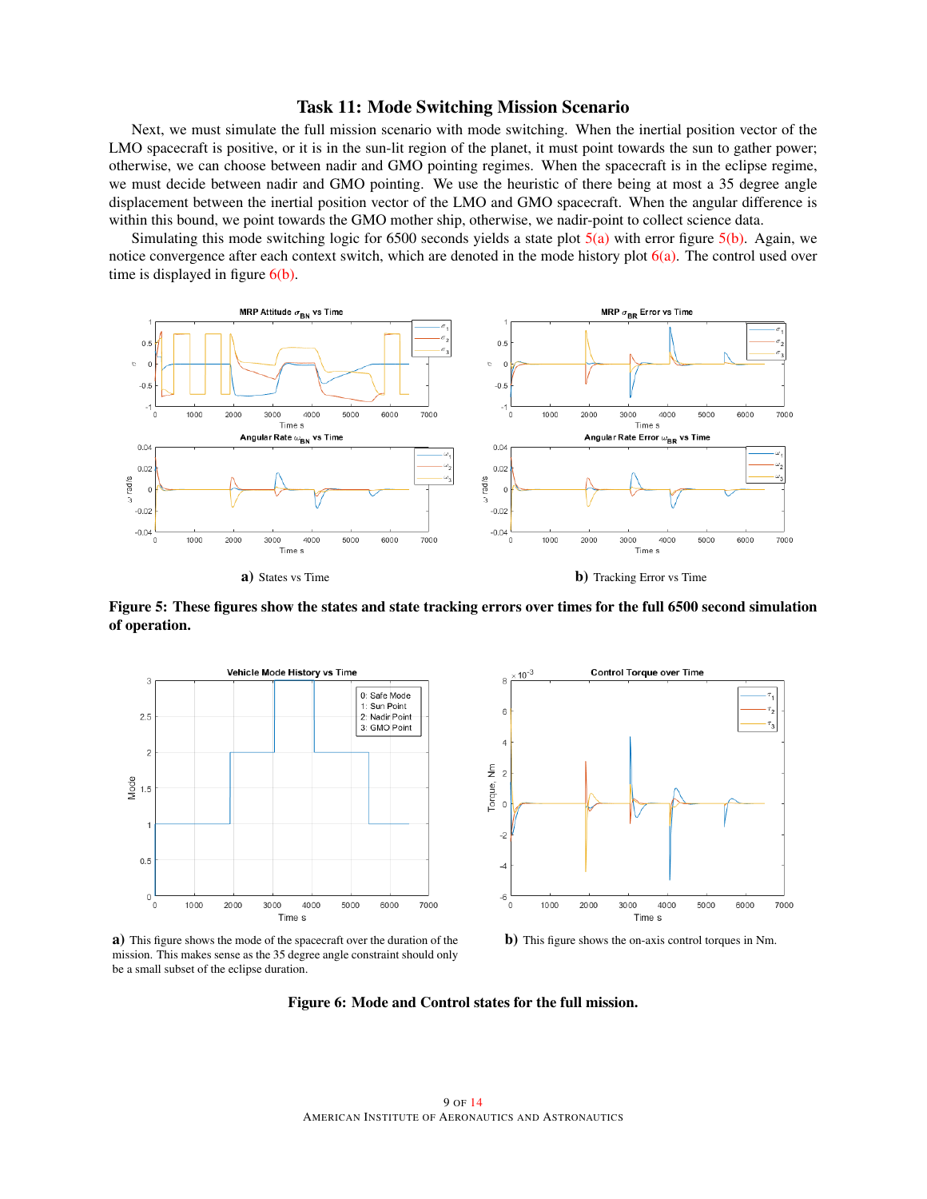## Task 11: Mode Switching Mission Scenario

Next, we must simulate the full mission scenario with mode switching. When the inertial position vector of the LMO spacecraft is positive, or it is in the sun-lit region of the planet, it must point towards the sun to gather power; otherwise, we can choose between nadir and GMO pointing regimes. When the spacecraft is in the eclipse regime, we must decide between nadir and GMO pointing. We use the heuristic of there being at most a 35 degree angle displacement between the inertial position vector of the LMO and GMO spacecraft. When the angular difference is within this bound, we point towards the GMO mother ship, otherwise, we nadir-point to collect science data.

Simulating this mode switching logic for 6500 seconds yields a state plot 5(a) with error figure 5(b). Again, we notice convergence after each context switch, which are denoted in the mode history plot 6(a). The control used over time is displayed in figure 6(b).

**a)** States vs Time

**b)** Tracking Error vs Time

**Figure 5: These figures show the states and state tracking errors over times for the full 6500 second simulation of operation.**

**a)** This figure shows the mode of the spacecraft over the duration of the mission. This makes sense as the 35 degree angle constraint should only be a small subset of the eclipse duration.

**b)** This figure shows the on-axis control torques in Nm.

**Figure 6: Mode and Control states for the full mission.**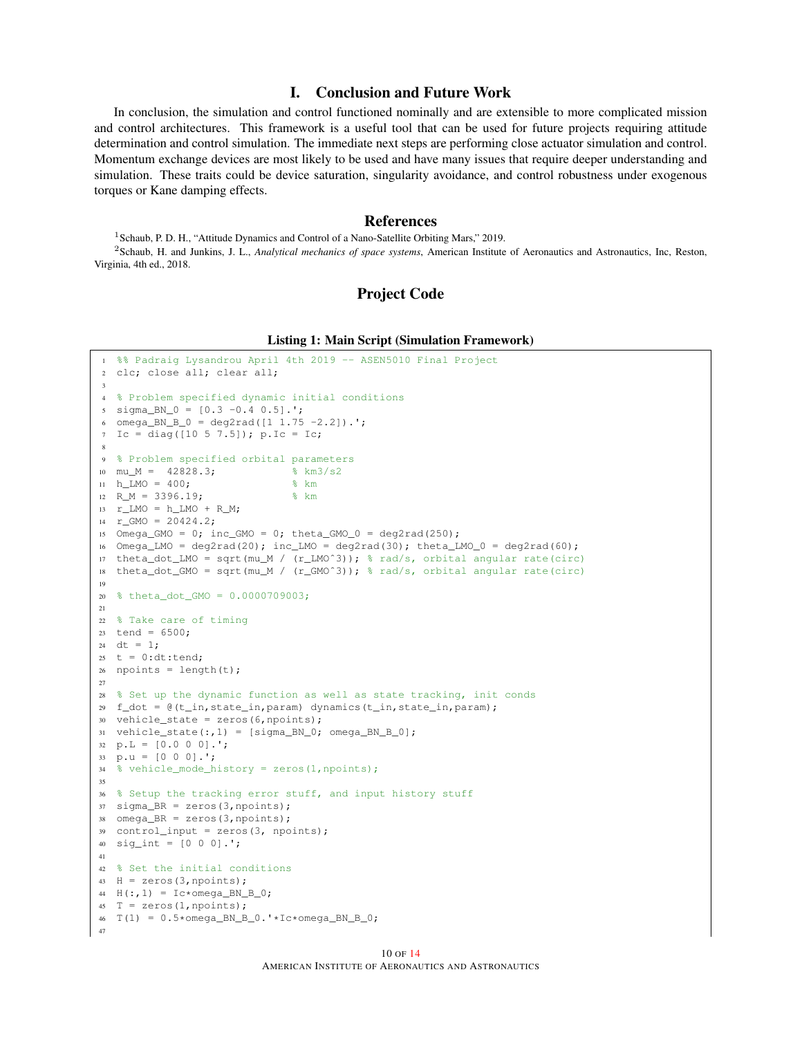# I. Conclusion and Future Work

In conclusion, the simulation and control functioned nominally and are extensible to more complicated mission and control architectures. This framework is a useful tool that can be used for future projects requiring attitude determination and control simulation. The immediate next steps are performing close actuator simulation and control. Momentum exchange devices are most likely to be used and have many issues that require deeper understanding and simulation. These traits could be device saturation, singularity avoidance, and control robustness under exogenous torques or Kane damping effects.

## References

[1]Schaub, P. D. H., "Attitude Dynamics and Control of a Nano-Satellite Orbiting Mars," 2019.

[2]Schaub, H. and Junkins, J. L., *Analytical mechanics of space systems*, American Institute of Aeronautics and Astronautics, Inc, Reston, Virginia, 4th ed., 2018.

## Project Code

**Listing 1: Main Script (Simulation Framework)**

```
%% Padraig Lysandrou April 4th 2019 -- ASEN5010 Final Project
clc; close all; clear all;

% Problem specified dynamic initial conditions
sigma_BN_0 = [0.3 -0.4 0.5].';
omega_BN_B_0 = deg2rad([1 1.75 -2.2]).';
Ic = diag([10 5 7.5]); p.Ic = Ic;

% Problem specified orbital parameters
mu_M =  42828.3;            % km3/s2
h_LMO = 400;                % km
R_M = 3396.19;              % km
r_LMO = h_LMO + R_M;
r_GMO = 20424.2;
Omega_GMO = 0; inc_GMO = 0; theta_GMO_0 = deg2rad(250);
Omega_LMO = deg2rad(20); inc_LMO = deg2rad(30); theta_LMO_0 = deg2rad(60);
theta_dot_LMO = sqrt(mu_M / (r_LMO^3)); % rad/s, orbital angular rate(circ)
theta_dot_GMO = sqrt(mu_M / (r_GMO^3)); % rad/s, orbital angular rate(circ)

% theta_dot_GMO = 0.0000709003;

% Take care of timing
tend = 6500;
dt = 1;
t = 0:dt:tend;
npoints = length(t);

% Set up the dynamic function as well as state tracking, init conds
f_dot = @(t_in,state_in,param) dynamics(t_in,state_in,param);
vehicle_state = zeros(6,npoints);
vehicle_state(:,1) = [sigma_BN_0; omega_BN_B_0];
p.L = [0.0 0 0].';
p.u = [0 0 0].';
% vehicle_mode_history = zeros(1,npoints);

% Setup the tracking error stuff, and input history stuff
sigma_BR = zeros(3,npoints);
omega_BR = zeros(3,npoints);
control_input = zeros(3, npoints);
sig_int = [0 0 0].';

% Set the initial conditions
H = zeros(3,npoints);
H(:,1) = Ic*omega_BN_B_0;
T = zeros(1,npoints);
T(1) = 0.5*omega_BN_B_0.'*Ic*omega_BN_B_0;

```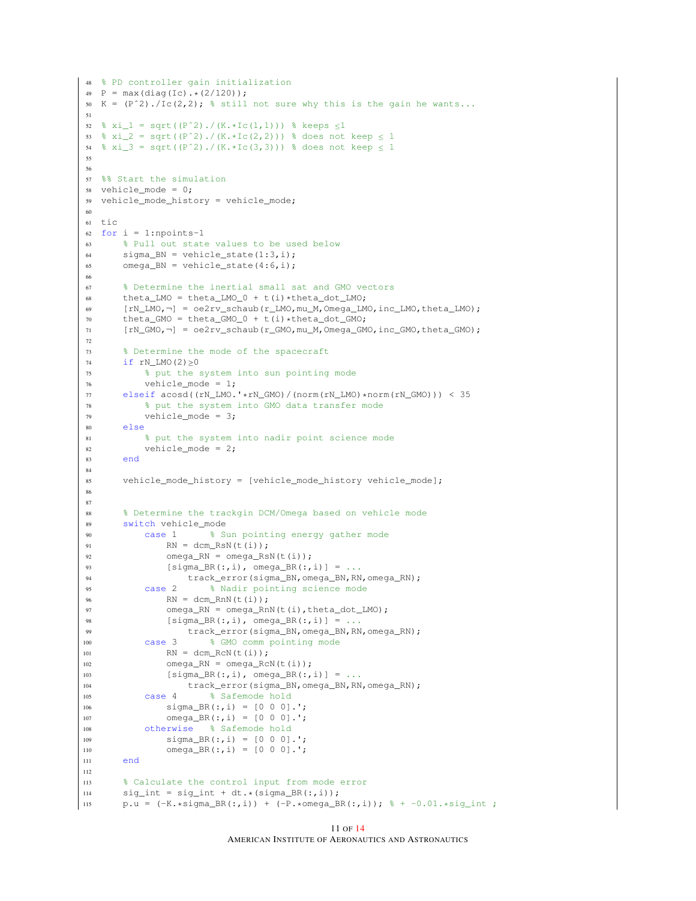```
48  % PD controller gain initialization
49  P = max(diag(Ic).*(2/120));
50  K = (P^2)./Ic(2,2); % still not sure why this is the gain he wants...
51
52  % xi_1 = sqrt((P^2)./(K.*Ic(1,1))) % keeps ≤1
53  % xi_2 = sqrt((P^2)./(K.*Ic(2,2))) % does not keep ≤ 1
54  % xi_3 = sqrt((P^2)./(K.*Ic(3,3))) % does not keep ≤ 1
55
56
57  %% Start the simulation
58  vehicle_mode = 0;
59  vehicle_mode_history = vehicle_mode;
60
61  tic
62  for i = 1:npoints-1
63      % Pull out state values to be used below
64      sigma_BN = vehicle_state(1:3,i);
65      omega_BN = vehicle_state(4:6,i);
66
67      % Determine the inertial small sat and GMO vectors
68      theta_LMO = theta_LMO_0 + t(i)*theta_dot_LMO;
69      [rN_LMO,¬] = oe2rv_schaub(r_LMO,mu_M,Omega_LMO,inc_LMO,theta_LMO);
70      theta_GMO = theta_GMO_0 + t(i)*theta_dot_GMO;
71      [rN_GMO,¬] = oe2rv_schaub(r_GMO,mu_M,Omega_GMO,inc_GMO,theta_GMO);
72
73      % Determine the mode of the spacecraft
74      if rN_LMO(2)≥0
75          % put the system into sun pointing mode
76          vehicle_mode = 1;
77      elseif acosd((rN_LMO.'*rN_GMO)/(norm(rN_LMO)*norm(rN_GMO))) < 35
78          % put the system into GMO data transfer mode
79          vehicle_mode = 3;
80      else
81          % put the system into nadir point science mode
82          vehicle_mode = 2;
83      end
84
85      vehicle_mode_history = [vehicle_mode_history vehicle_mode];
86
87
88      % Determine the trackgin DCM/Omega based on vehicle mode
89      switch vehicle_mode
90          case 1      % Sun pointing energy gather mode
91              RN = dcm_RsN(t(i));
92              omega_RN = omega_RsN(t(i));
93              [sigma_BR(:,i), omega_BR(:,i)] = ...
94                  track_error(sigma_BN,omega_BN,RN,omega_RN);
95          case 2      % Nadir pointing science mode
96              RN = dcm_RnN(t(i));
97              omega_RN = omega_RnN(t(i),theta_dot_LMO);
98              [sigma_BR(:,i), omega_BR(:,i)] = ...
99                  track_error(sigma_BN,omega_BN,RN,omega_RN);
100         case 3      % GMO comm pointing mode
101             RN = dcm_RcN(t(i));
102             omega_RN = omega_RcN(t(i));
103             [sigma_BR(:,i), omega_BR(:,i)] = ...
104                 track_error(sigma_BN,omega_BN,RN,omega_RN);
105         case 4      % Safemode hold
106             sigma_BR(:,i) = [0 0 0].';
107             omega_BR(:,i) = [0 0 0].';
108         otherwise   % Safemode hold
109             sigma_BR(:,i) = [0 0 0].';
110             omega_BR(:,i) = [0 0 0].';
111     end
112
113     % Calculate the control input from mode error
114     sig_int = sig_int + dt.*(sigma_BR(:,i));
115     p.u = (-K.*sigma_BR(:,i)) + (-P.*omega_BR(:,i)); % + -0.01.*sig_int ;
```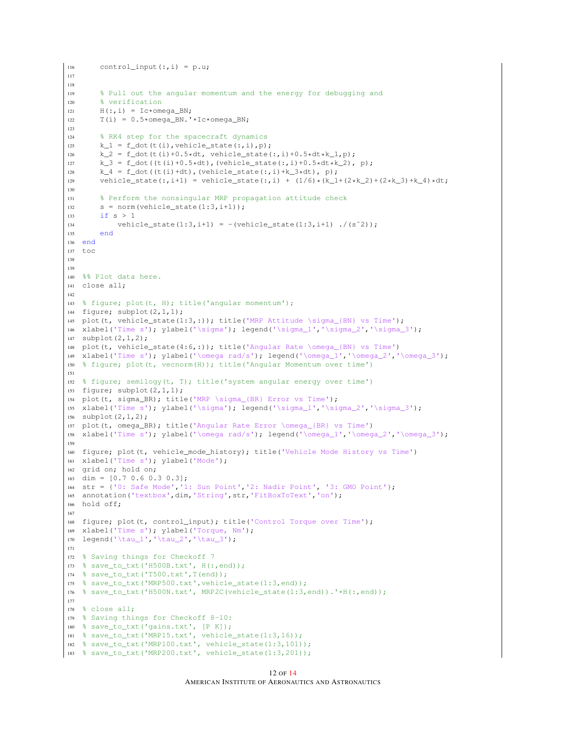```
    control_input(:,i) = p.u;


    % Pull out the angular momentum and the energy for debugging and
    % verification
    H(:,i) = Ic*omega_BN;
    T(i) = 0.5*omega_BN.'*Ic*omega_BN;

    % RK4 step for the spacecraft dynamics
    k_1 = f_dot(t(i),vehicle_state(:,i),p);
    k_2 = f_dot(t(i)+0.5*dt, vehicle_state(:,i)+0.5*dt*k_1,p);
    k_3 = f_dot((t(i)+0.5*dt),(vehicle_state(:,i)+0.5*dt*k_2), p);
    k_4 = f_dot((t(i)+dt),(vehicle_state(:,i)+k_3*dt), p);
    vehicle_state(:,i+1) = vehicle_state(:,i) + (1/6)*(k_1+(2*k_2)+(2*k_3)+k_4)*dt;

    % Perform the nonsingular MRP propagation attitude check
    s = norm(vehicle_state(1:3,i+1));
    if s > 1
        vehicle_state(1:3,i+1) = -(vehicle_state(1:3,i+1) ./(s^2));
    end
end
toc


%% Plot data here.
close all;

% figure; plot(t, H); title('angular momentum');
figure; subplot(2,1,1);
plot(t, vehicle_state(1:3,:)); title('MRP Attitude \sigma_{BN} vs Time');
xlabel('Time s'); ylabel('\sigma'); legend('\sigma_1','\sigma_2','\sigma_3');
subplot(2,1,2);
plot(t, vehicle_state(4:6,:)); title('Angular Rate \omega_{BN} vs Time')
xlabel('Time s'); ylabel('\omega rad/s'); legend('\omega_1','\omega_2','\omega_3');
% figure; plot(t, vecnorm(H)); title('Angular Momentum over time')

% figure; semilogy(t, T); title('system angular energy over time')
figure; subplot(2,1,1);
plot(t, sigma_BR); title('MRP \sigma_{BR} Error vs Time');
xlabel('Time s'); ylabel('\sigma'); legend('\sigma_1','\sigma_2','\sigma_3');
subplot(2,1,2);
plot(t, omega_BR); title('Angular Rate Error \omega_{BR} vs Time')
xlabel('Time s'); ylabel('\omega rad/s'); legend('\omega_1','\omega_2','\omega_3');

figure; plot(t, vehicle_mode_history); title('Vehicle Mode History vs Time')
xlabel('Time s'); ylabel('Mode');
grid on; hold on;
dim = [0.7 0.6 0.3 0.3];
str = {'0: Safe Mode','1: Sun Point','2: Nadir Point', '3: GMO Point'};
annotation('textbox',dim,'String',str,'FitBoxToText','on');
hold off;

figure; plot(t, control_input); title('Control Torque over Time');
xlabel('Time s'); ylabel('Torque, Nm');
legend('\tau_1','\tau_2','\tau_3');

% Saving things for Checkoff 7
% save_to_txt('H500B.txt', H(:,end));
% save_to_txt('T500.txt',T(end));
% save_to_txt('MRP500.txt',vehicle_state(1:3,end));
% save_to_txt('H500N.txt', MRP2C(vehicle_state(1:3,end)).'*H(:,end));

% close all;
% Saving things for Checkoff 8-10:
% save_to_txt('gains.txt', [P K]);
% save_to_txt('MRP15.txt', vehicle_state(1:3,16));
% save_to_txt('MRP100.txt', vehicle_state(1:3,101));
% save_to_txt('MRP200.txt', vehicle_state(1:3,201));
```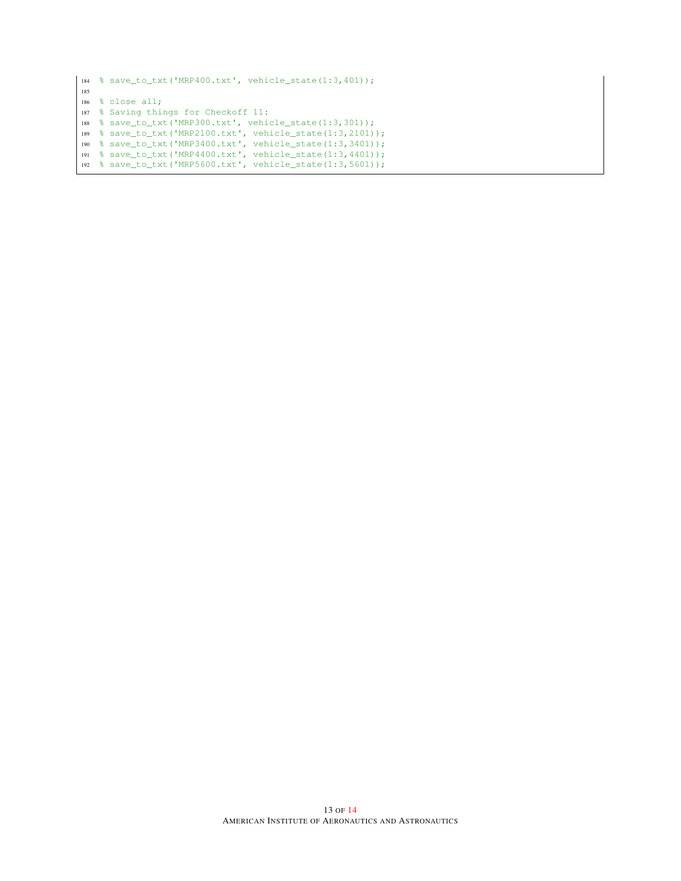```
% save_to_txt('MRP400.txt', vehicle_state(1:3,401));

% close all;
% Saving things for Checkoff 11:
% save_to_txt('MRP300.txt', vehicle_state(1:3,301));
% save_to_txt('MRP2100.txt', vehicle_state(1:3,2101));
% save_to_txt('MRP3400.txt', vehicle_state(1:3,3401));
% save_to_txt('MRP4400.txt', vehicle_state(1:3,4401));
% save_to_txt('MRP5600.txt', vehicle_state(1:3,5601));
```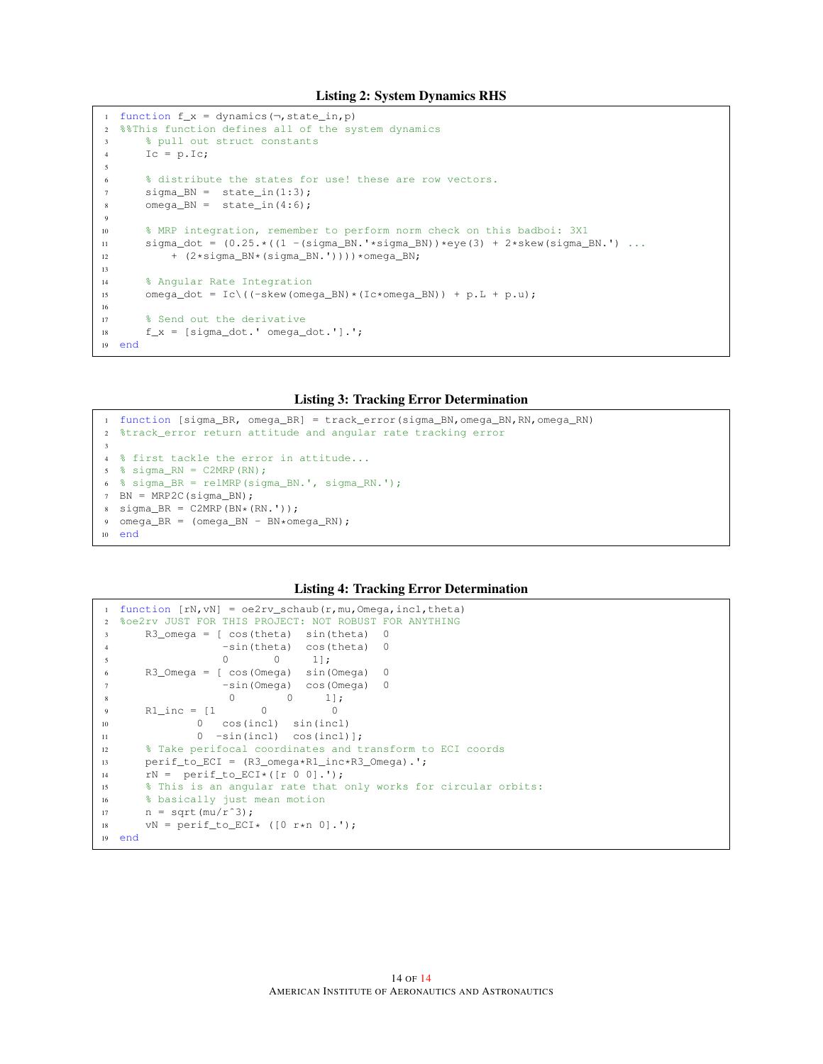**Listing 2: System Dynamics RHS**

```
function f_x = dynamics(¬,state_in,p)
%%This function defines all of the system dynamics
    % pull out struct constants
    Ic = p.Ic;

    % distribute the states for use! these are row vectors.
    sigma_BN =  state_in(1:3);
    omega_BN =  state_in(4:6);

    % MRP integration, remember to perform norm check on this badboi: 3X1
    sigma_dot = (0.25.*((1 -(sigma_BN.'*sigma_BN))*eye(3) + 2*skew(sigma_BN.') ...
        + (2*sigma_BN*(sigma_BN.'))))*omega_BN;

    % Angular Rate Integration
    omega_dot = Ic\((-skew(omega_BN)*(Ic*omega_BN)) + p.L + p.u);

    % Send out the derivative
    f_x = [sigma_dot.' omega_dot.'].';
end
```

**Listing 3: Tracking Error Determination**

```
function [sigma_BR, omega_BR] = track_error(sigma_BN,omega_BN,RN,omega_RN)
%track_error return attitude and angular rate tracking error

% first tackle the error in attitude...
% sigma_RN = C2MRP(RN);
% sigma_BR = relMRP(sigma_BN.', sigma_RN.');
BN = MRP2C(sigma_BN);
sigma_BR = C2MRP(BN*(RN.'));
omega_BR = (omega_BN - BN*omega_RN);
end
```

**Listing 4: Tracking Error Determination**

```
function [rN,vN] = oe2rv_schaub(r,mu,Omega,incl,theta)
%oe2rv JUST FOR THIS PROJECT: NOT ROBUST FOR ANYTHING
    R3_omega = [ cos(theta)  sin(theta)  0
                -sin(theta)  cos(theta)  0
                 0        0      1];
    R3_Omega = [ cos(Omega)  sin(Omega)  0
                -sin(Omega)  cos(Omega)  0
                  0         0      1];
    R1_inc = [1        0           0
              0    cos(incl)  sin(incl)
              0   -sin(incl)  cos(incl)];
    % Take perifocal coordinates and transform to ECI coords
    perif_to_ECI = (R3_omega*R1_inc*R3_Omega).';
    rN =  perif_to_ECI*([r 0 0].');
    % This is an angular rate that only works for circular orbits:
    % basically just mean motion
    n = sqrt(mu/r^3);
    vN = perif_to_ECI* ([0 r*n 0].');
end
```